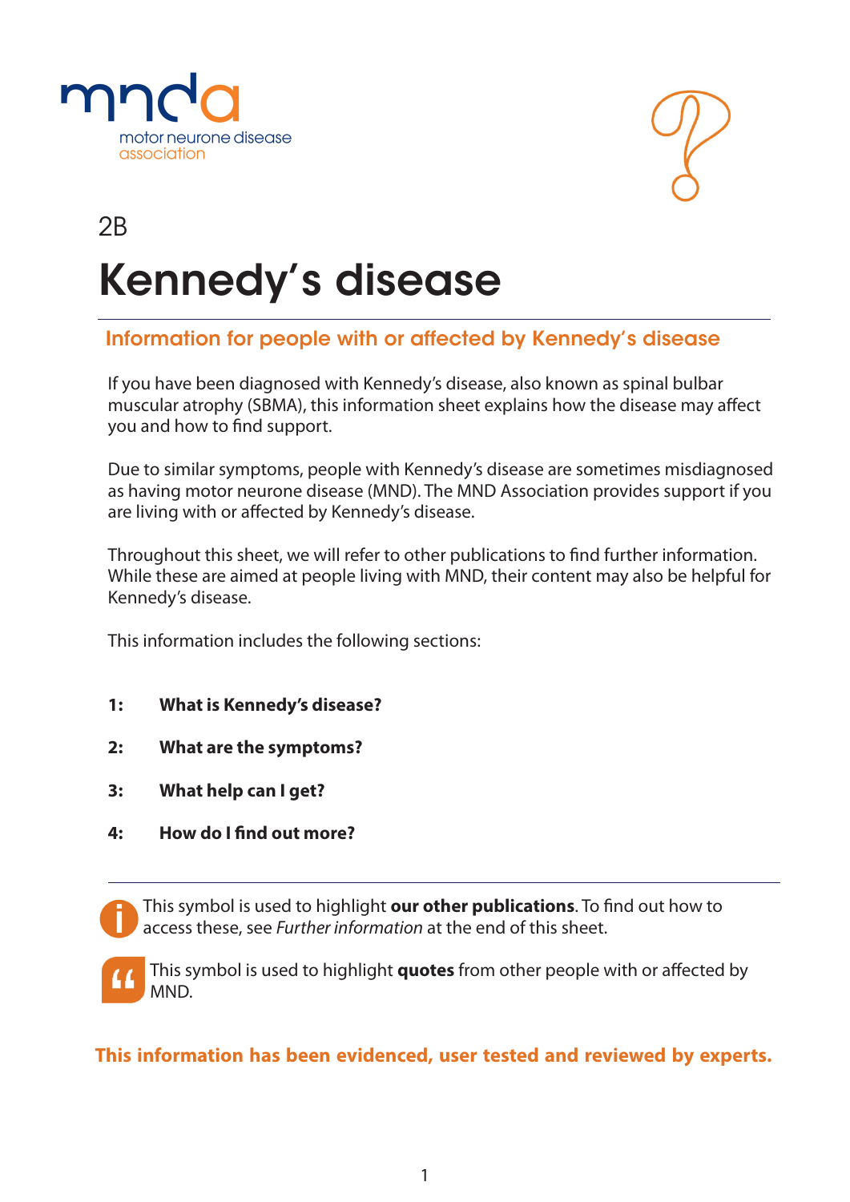mnda
motor neurone disease association

2B

# Kennedy's disease

## Information for people with or affected by Kennedy's disease

If you have been diagnosed with Kennedy's disease, also known as spinal bulbar muscular atrophy (SBMA), this information sheet explains how the disease may affect you and how to find support.

Due to similar symptoms, people with Kennedy's disease are sometimes misdiagnosed as having motor neurone disease (MND). The MND Association provides support if you are living with or affected by Kennedy's disease.

Throughout this sheet, we will refer to other publications to find further information. While these are aimed at people living with MND, their content may also be helpful for Kennedy's disease.

This information includes the following sections:

**1: What is Kennedy's disease?**

**2: What are the symptoms?**

**3: What help can I get?**

**4: How do I find out more?**

---

This symbol is used to highlight **our other publications**. To find out how to access these, see *Further information* at the end of this sheet.

This symbol is used to highlight **quotes** from other people with or affected by MND.

**This information has been evidenced, user tested and reviewed by experts.**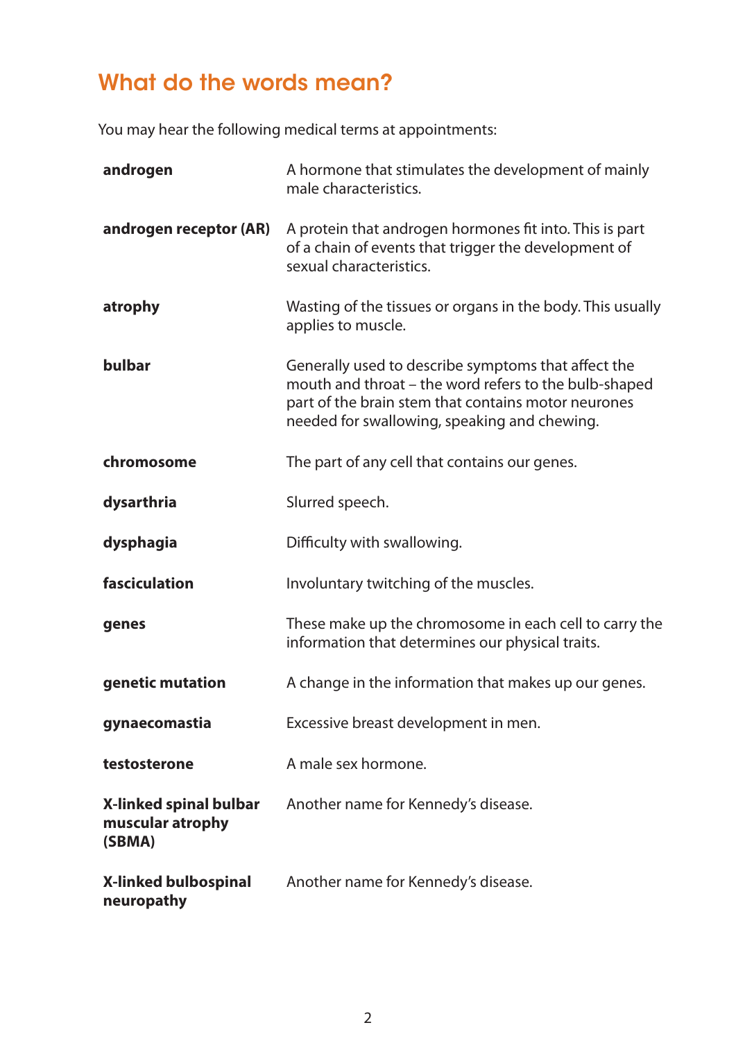## What do the words mean?

You may hear the following medical terms at appointments:

| | |
|---|---|
| **androgen** | A hormone that stimulates the development of mainly male characteristics. |
| **androgen receptor (AR)** | A protein that androgen hormones fit into. This is part of a chain of events that trigger the development of sexual characteristics. |
| **atrophy** | Wasting of the tissues or organs in the body. This usually applies to muscle. |
| **bulbar** | Generally used to describe symptoms that affect the mouth and throat – the word refers to the bulb-shaped part of the brain stem that contains motor neurones needed for swallowing, speaking and chewing. |
| **chromosome** | The part of any cell that contains our genes. |
| **dysarthria** | Slurred speech. |
| **dysphagia** | Difficulty with swallowing. |
| **fasciculation** | Involuntary twitching of the muscles. |
| **genes** | These make up the chromosome in each cell to carry the information that determines our physical traits. |
| **genetic mutation** | A change in the information that makes up our genes. |
| **gynaecomastia** | Excessive breast development in men. |
| **testosterone** | A male sex hormone. |
| **X-linked spinal bulbar muscular atrophy (SBMA)** | Another name for Kennedy's disease. |
| **X-linked bulbospinal neuropathy** | Another name for Kennedy's disease. |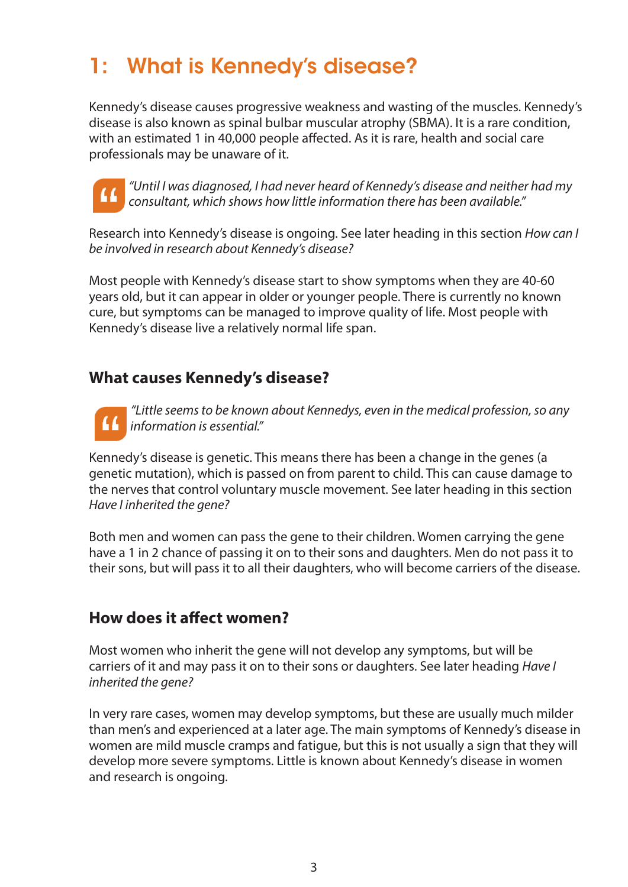# 1: What is Kennedy's disease?

Kennedy's disease causes progressive weakness and wasting of the muscles. Kennedy's disease is also known as spinal bulbar muscular atrophy (SBMA). It is a rare condition, with an estimated 1 in 40,000 people affected. As it is rare, health and social care professionals may be unaware of it.

> *"Until I was diagnosed, I had never heard of Kennedy's disease and neither had my consultant, which shows how little information there has been available."*

Research into Kennedy's disease is ongoing. See later heading in this section *How can I be involved in research about Kennedy's disease?*

Most people with Kennedy's disease start to show symptoms when they are 40-60 years old, but it can appear in older or younger people. There is currently no known cure, but symptoms can be managed to improve quality of life. Most people with Kennedy's disease live a relatively normal life span.

## What causes Kennedy's disease?

> *"Little seems to be known about Kennedys, even in the medical profession, so any information is essential."*

Kennedy's disease is genetic. This means there has been a change in the genes (a genetic mutation), which is passed on from parent to child. This can cause damage to the nerves that control voluntary muscle movement. See later heading in this section *Have I inherited the gene?*

Both men and women can pass the gene to their children. Women carrying the gene have a 1 in 2 chance of passing it on to their sons and daughters. Men do not pass it to their sons, but will pass it to all their daughters, who will become carriers of the disease.

## How does it affect women?

Most women who inherit the gene will not develop any symptoms, but will be carriers of it and may pass it on to their sons or daughters. See later heading *Have I inherited the gene?*

In very rare cases, women may develop symptoms, but these are usually much milder than men's and experienced at a later age. The main symptoms of Kennedy's disease in women are mild muscle cramps and fatigue, but this is not usually a sign that they will develop more severe symptoms. Little is known about Kennedy's disease in women and research is ongoing.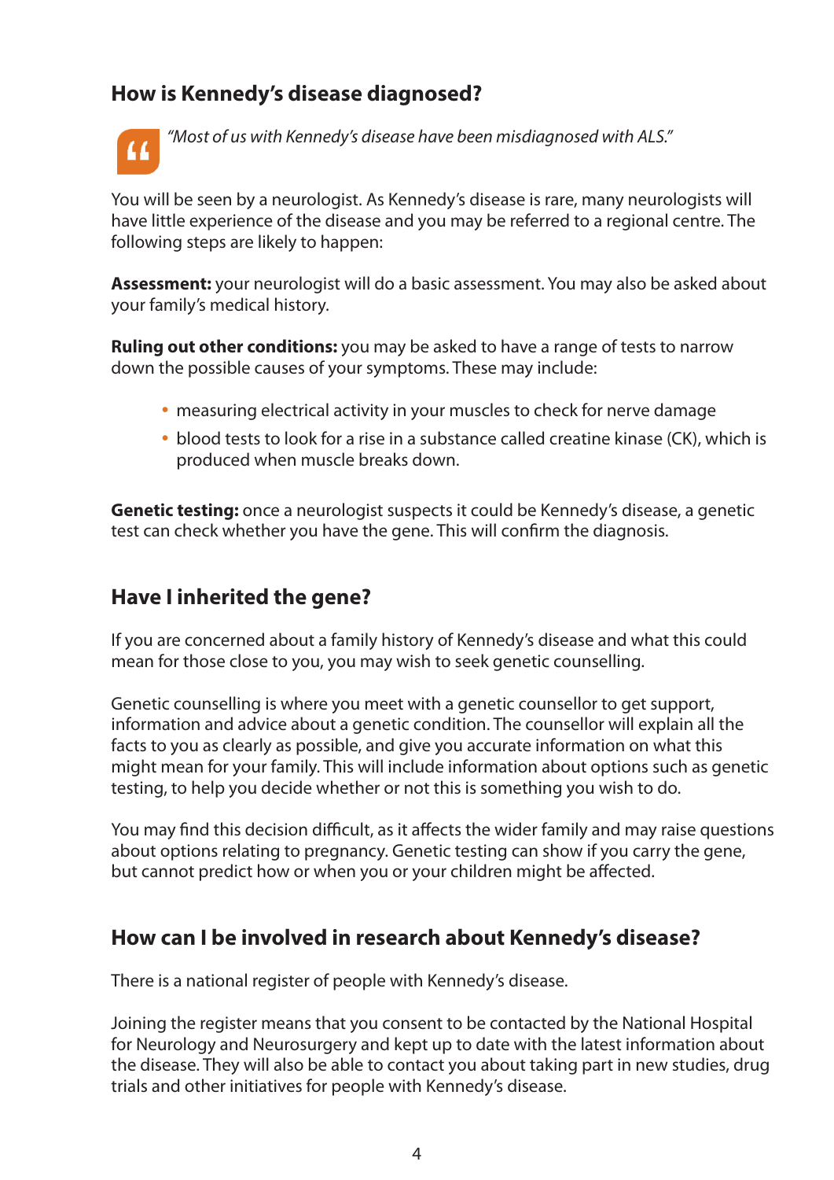## How is Kennedy's disease diagnosed?

*"Most of us with Kennedy's disease have been misdiagnosed with ALS."*

You will be seen by a neurologist. As Kennedy's disease is rare, many neurologists will have little experience of the disease and you may be referred to a regional centre. The following steps are likely to happen:

**Assessment:** your neurologist will do a basic assessment. You may also be asked about your family's medical history.

**Ruling out other conditions:** you may be asked to have a range of tests to narrow down the possible causes of your symptoms. These may include:

- measuring electrical activity in your muscles to check for nerve damage
- blood tests to look for a rise in a substance called creatine kinase (CK), which is produced when muscle breaks down.

**Genetic testing:** once a neurologist suspects it could be Kennedy's disease, a genetic test can check whether you have the gene. This will confirm the diagnosis.

## Have I inherited the gene?

If you are concerned about a family history of Kennedy's disease and what this could mean for those close to you, you may wish to seek genetic counselling.

Genetic counselling is where you meet with a genetic counsellor to get support, information and advice about a genetic condition. The counsellor will explain all the facts to you as clearly as possible, and give you accurate information on what this might mean for your family. This will include information about options such as genetic testing, to help you decide whether or not this is something you wish to do.

You may find this decision difficult, as it affects the wider family and may raise questions about options relating to pregnancy. Genetic testing can show if you carry the gene, but cannot predict how or when you or your children might be affected.

## How can I be involved in research about Kennedy's disease?

There is a national register of people with Kennedy's disease.

Joining the register means that you consent to be contacted by the National Hospital for Neurology and Neurosurgery and kept up to date with the latest information about the disease. They will also be able to contact you about taking part in new studies, drug trials and other initiatives for people with Kennedy's disease.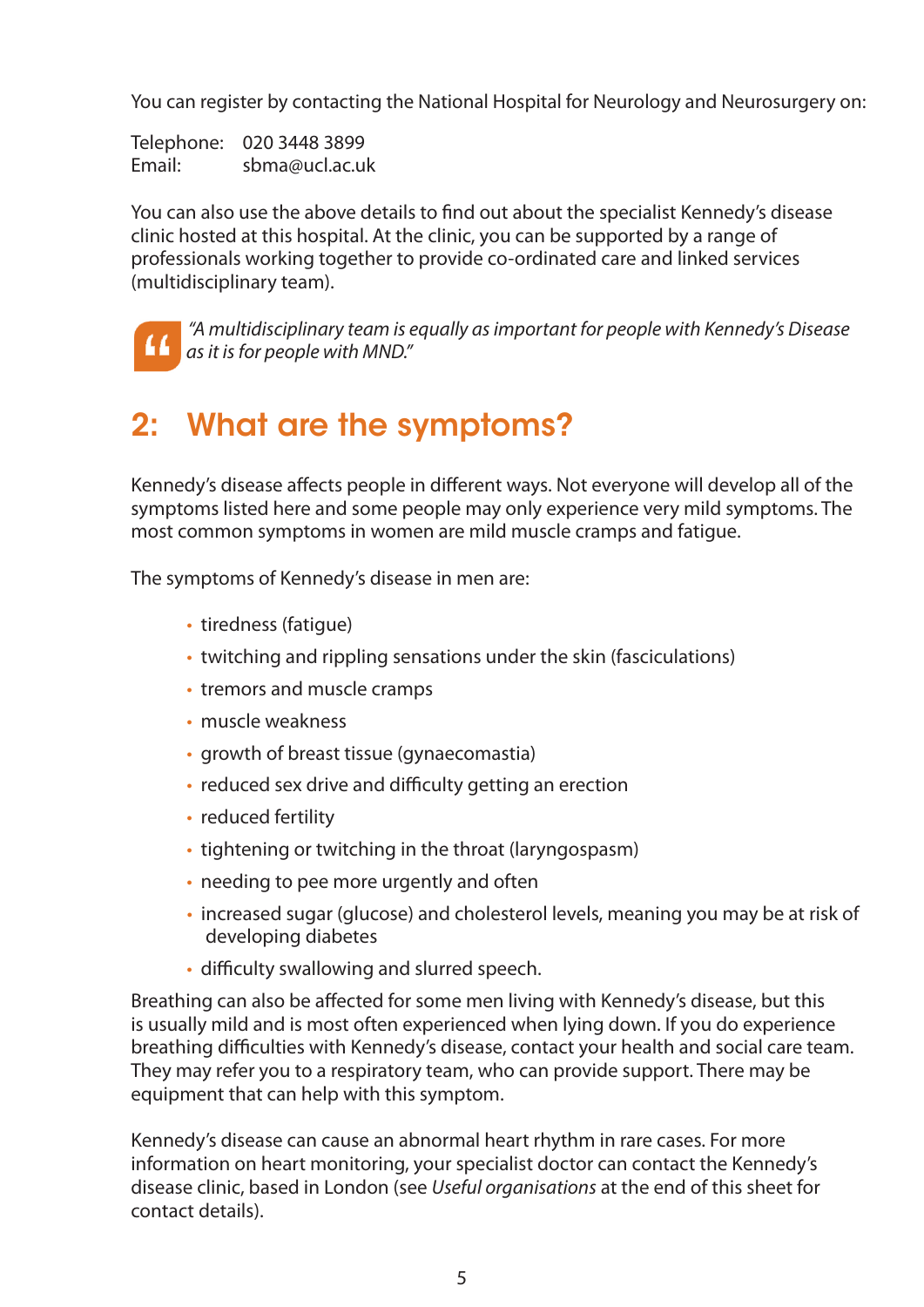You can register by contacting the National Hospital for Neurology and Neurosurgery on:

Telephone: 020 3448 3899
Email: sbma@ucl.ac.uk

You can also use the above details to find out about the specialist Kennedy's disease clinic hosted at this hospital. At the clinic, you can be supported by a range of professionals working together to provide co-ordinated care and linked services (multidisciplinary team).

> *"A multidisciplinary team is equally as important for people with Kennedy's Disease as it is for people with MND."*

## 2: What are the symptoms?

Kennedy's disease affects people in different ways. Not everyone will develop all of the symptoms listed here and some people may only experience very mild symptoms. The most common symptoms in women are mild muscle cramps and fatigue.

The symptoms of Kennedy's disease in men are:

- tiredness (fatigue)
- twitching and rippling sensations under the skin (fasciculations)
- tremors and muscle cramps
- muscle weakness
- growth of breast tissue (gynaecomastia)
- reduced sex drive and difficulty getting an erection
- reduced fertility
- tightening or twitching in the throat (laryngospasm)
- needing to pee more urgently and often
- increased sugar (glucose) and cholesterol levels, meaning you may be at risk of developing diabetes
- difficulty swallowing and slurred speech.

Breathing can also be affected for some men living with Kennedy's disease, but this is usually mild and is most often experienced when lying down. If you do experience breathing difficulties with Kennedy's disease, contact your health and social care team. They may refer you to a respiratory team, who can provide support. There may be equipment that can help with this symptom.

Kennedy's disease can cause an abnormal heart rhythm in rare cases. For more information on heart monitoring, your specialist doctor can contact the Kennedy's disease clinic, based in London (see *Useful organisations* at the end of this sheet for contact details).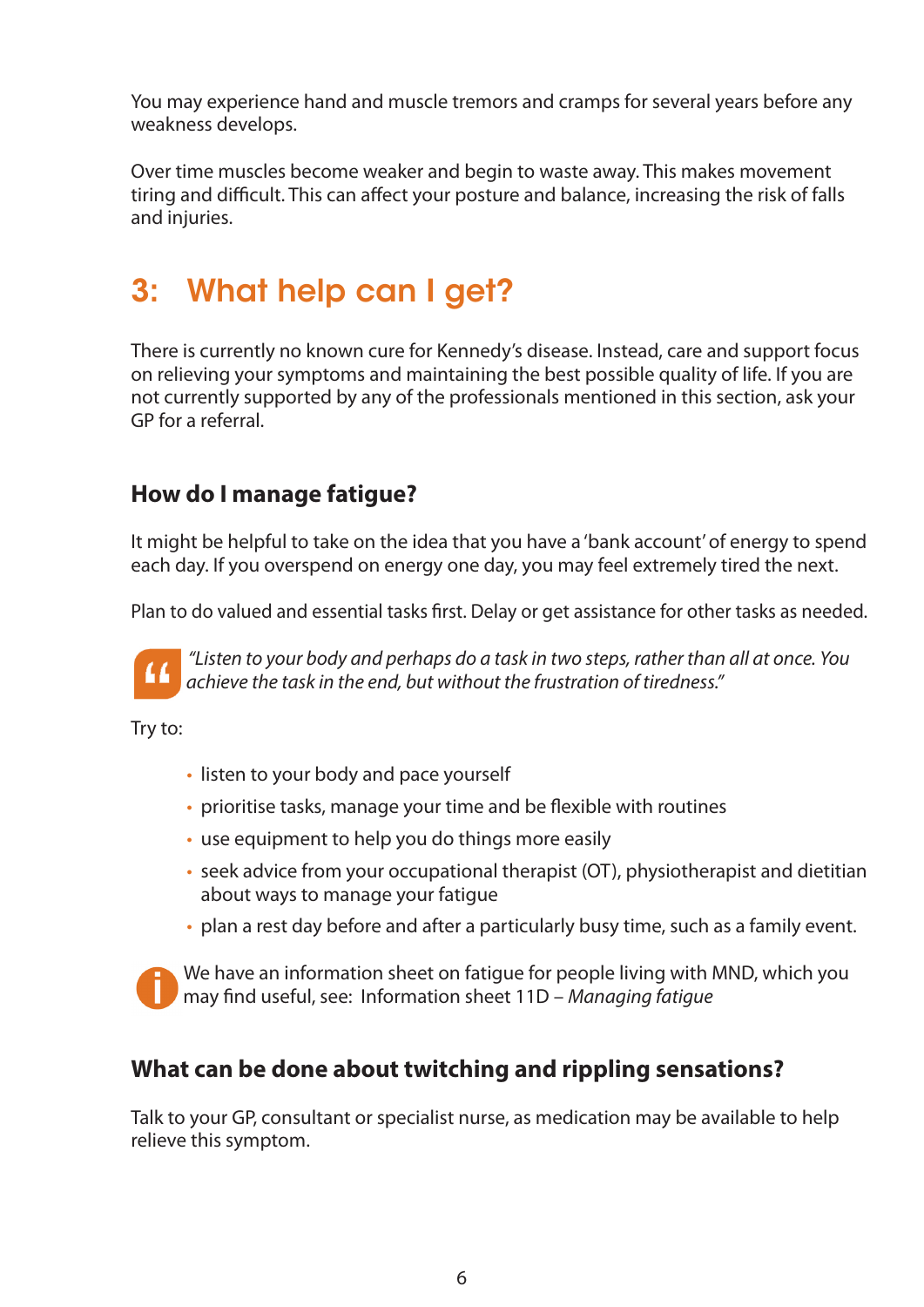You may experience hand and muscle tremors and cramps for several years before any weakness develops.

Over time muscles become weaker and begin to waste away. This makes movement tiring and difficult. This can affect your posture and balance, increasing the risk of falls and injuries.

# 3: What help can I get?

There is currently no known cure for Kennedy's disease. Instead, care and support focus on relieving your symptoms and maintaining the best possible quality of life. If you are not currently supported by any of the professionals mentioned in this section, ask your GP for a referral.

## How do I manage fatigue?

It might be helpful to take on the idea that you have a 'bank account' of energy to spend each day. If you overspend on energy one day, you may feel extremely tired the next.

Plan to do valued and essential tasks first. Delay or get assistance for other tasks as needed.

> *"Listen to your body and perhaps do a task in two steps, rather than all at once. You achieve the task in the end, but without the frustration of tiredness."*

Try to:

- listen to your body and pace yourself
- prioritise tasks, manage your time and be flexible with routines
- use equipment to help you do things more easily
- seek advice from your occupational therapist (OT), physiotherapist and dietitian about ways to manage your fatigue
- plan a rest day before and after a particularly busy time, such as a family event.

We have an information sheet on fatigue for people living with MND, which you may find useful, see: Information sheet 11D – *Managing fatigue*

## What can be done about twitching and rippling sensations?

Talk to your GP, consultant or specialist nurse, as medication may be available to help relieve this symptom.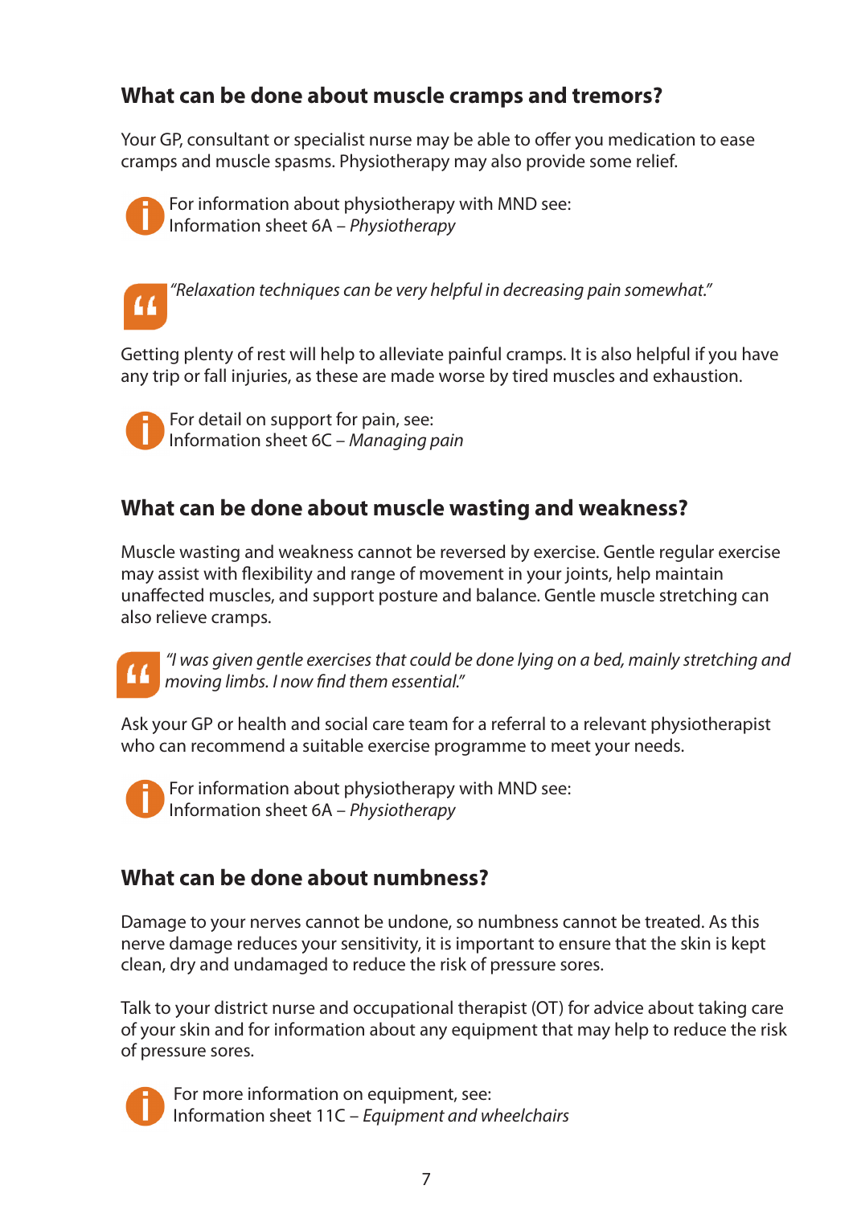## What can be done about muscle cramps and tremors?

Your GP, consultant or specialist nurse may be able to offer you medication to ease cramps and muscle spasms. Physiotherapy may also provide some relief.

For information about physiotherapy with MND see:
Information sheet 6A – *Physiotherapy*

*"Relaxation techniques can be very helpful in decreasing pain somewhat."*

Getting plenty of rest will help to alleviate painful cramps. It is also helpful if you have any trip or fall injuries, as these are made worse by tired muscles and exhaustion.

For detail on support for pain, see:
Information sheet 6C – *Managing pain*

## What can be done about muscle wasting and weakness?

Muscle wasting and weakness cannot be reversed by exercise. Gentle regular exercise may assist with flexibility and range of movement in your joints, help maintain unaffected muscles, and support posture and balance. Gentle muscle stretching can also relieve cramps.

*"I was given gentle exercises that could be done lying on a bed, mainly stretching and moving limbs. I now find them essential."*

Ask your GP or health and social care team for a referral to a relevant physiotherapist who can recommend a suitable exercise programme to meet your needs.

For information about physiotherapy with MND see:
Information sheet 6A – *Physiotherapy*

## What can be done about numbness?

Damage to your nerves cannot be undone, so numbness cannot be treated. As this nerve damage reduces your sensitivity, it is important to ensure that the skin is kept clean, dry and undamaged to reduce the risk of pressure sores.

Talk to your district nurse and occupational therapist (OT) for advice about taking care of your skin and for information about any equipment that may help to reduce the risk of pressure sores.

For more information on equipment, see:
Information sheet 11C – *Equipment and wheelchairs*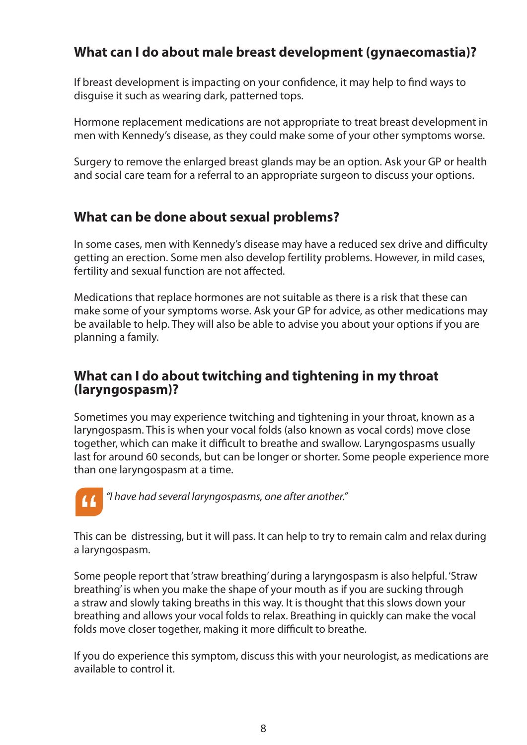## What can I do about male breast development (gynaecomastia)?

If breast development is impacting on your confidence, it may help to find ways to disguise it such as wearing dark, patterned tops.

Hormone replacement medications are not appropriate to treat breast development in men with Kennedy's disease, as they could make some of your other symptoms worse.

Surgery to remove the enlarged breast glands may be an option. Ask your GP or health and social care team for a referral to an appropriate surgeon to discuss your options.

## What can be done about sexual problems?

In some cases, men with Kennedy's disease may have a reduced sex drive and difficulty getting an erection. Some men also develop fertility problems. However, in mild cases, fertility and sexual function are not affected.

Medications that replace hormones are not suitable as there is a risk that these can make some of your symptoms worse. Ask your GP for advice, as other medications may be available to help. They will also be able to advise you about your options if you are planning a family.

## What can I do about twitching and tightening in my throat (laryngospasm)?

Sometimes you may experience twitching and tightening in your throat, known as a laryngospasm. This is when your vocal folds (also known as vocal cords) move close together, which can make it difficult to breathe and swallow. Laryngospasms usually last for around 60 seconds, but can be longer or shorter. Some people experience more than one laryngospasm at a time.

> *"I have had several laryngospasms, one after another."*

This can be distressing, but it will pass. It can help to try to remain calm and relax during a laryngospasm.

Some people report that 'straw breathing' during a laryngospasm is also helpful. 'Straw breathing' is when you make the shape of your mouth as if you are sucking through a straw and slowly taking breaths in this way. It is thought that this slows down your breathing and allows your vocal folds to relax. Breathing in quickly can make the vocal folds move closer together, making it more difficult to breathe.

If you do experience this symptom, discuss this with your neurologist, as medications are available to control it.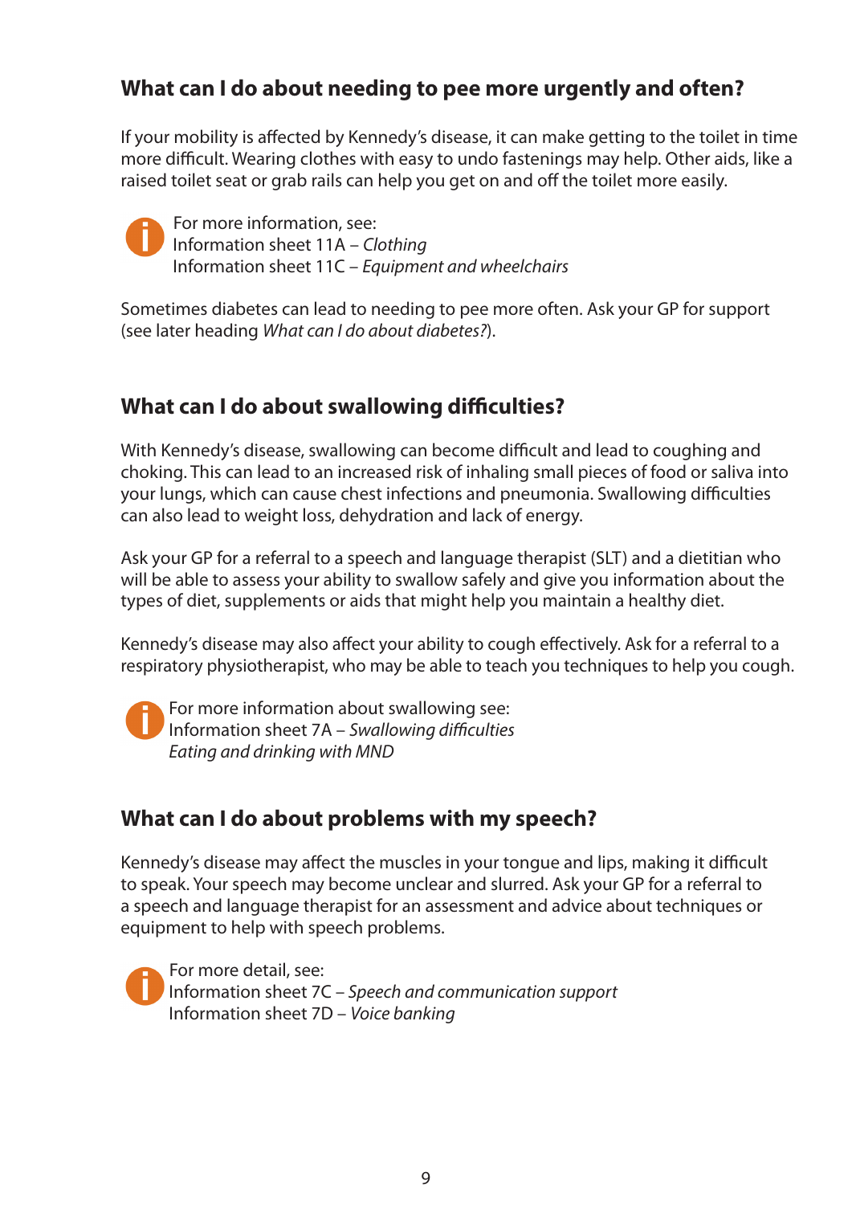## What can I do about needing to pee more urgently and often?

If your mobility is affected by Kennedy's disease, it can make getting to the toilet in time more difficult. Wearing clothes with easy to undo fastenings may help. Other aids, like a raised toilet seat or grab rails can help you get on and off the toilet more easily.

For more information, see:
Information sheet 11A – *Clothing*
Information sheet 11C – *Equipment and wheelchairs*

Sometimes diabetes can lead to needing to pee more often. Ask your GP for support (see later heading *What can I do about diabetes?*).

## What can I do about swallowing difficulties?

With Kennedy's disease, swallowing can become difficult and lead to coughing and choking. This can lead to an increased risk of inhaling small pieces of food or saliva into your lungs, which can cause chest infections and pneumonia. Swallowing difficulties can also lead to weight loss, dehydration and lack of energy.

Ask your GP for a referral to a speech and language therapist (SLT) and a dietitian who will be able to assess your ability to swallow safely and give you information about the types of diet, supplements or aids that might help you maintain a healthy diet.

Kennedy's disease may also affect your ability to cough effectively. Ask for a referral to a respiratory physiotherapist, who may be able to teach you techniques to help you cough.

For more information about swallowing see:
Information sheet 7A – *Swallowing difficulties*
*Eating and drinking with MND*

## What can I do about problems with my speech?

Kennedy's disease may affect the muscles in your tongue and lips, making it difficult to speak. Your speech may become unclear and slurred. Ask your GP for a referral to a speech and language therapist for an assessment and advice about techniques or equipment to help with speech problems.

For more detail, see:
Information sheet 7C – *Speech and communication support*
Information sheet 7D – *Voice banking*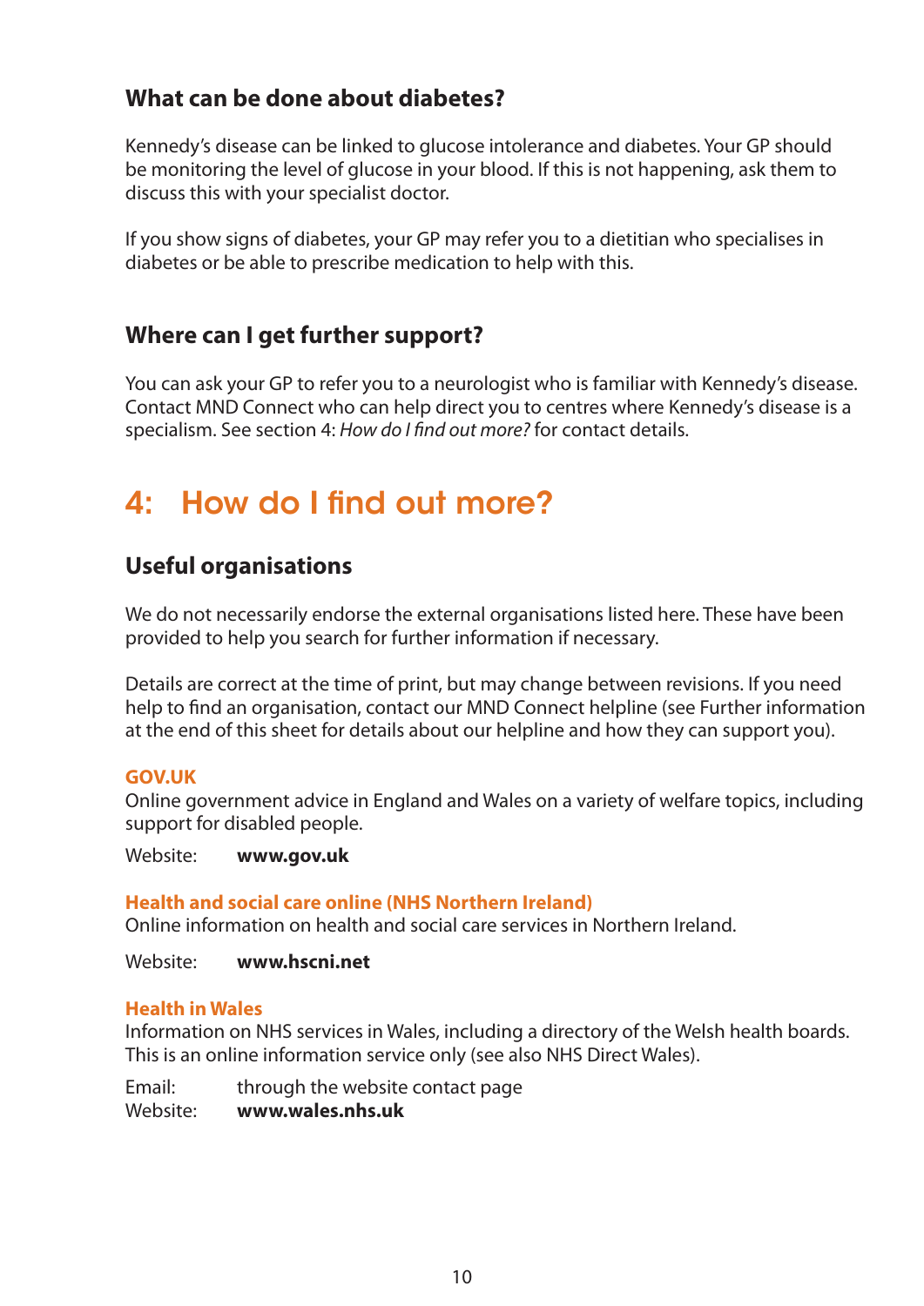### What can be done about diabetes?

Kennedy's disease can be linked to glucose intolerance and diabetes. Your GP should be monitoring the level of glucose in your blood. If this is not happening, ask them to discuss this with your specialist doctor.

If you show signs of diabetes, your GP may refer you to a dietitian who specialises in diabetes or be able to prescribe medication to help with this.

### Where can I get further support?

You can ask your GP to refer you to a neurologist who is familiar with Kennedy's disease. Contact MND Connect who can help direct you to centres where Kennedy's disease is a specialism. See section 4: *How do I find out more?* for contact details.

## 4: How do I find out more?

### Useful organisations

We do not necessarily endorse the external organisations listed here. These have been provided to help you search for further information if necessary.

Details are correct at the time of print, but may change between revisions. If you need help to find an organisation, contact our MND Connect helpline (see Further information at the end of this sheet for details about our helpline and how they can support you).

**GOV.UK**
Online government advice in England and Wales on a variety of welfare topics, including support for disabled people.

Website: **www.gov.uk**

**Health and social care online (NHS Northern Ireland)**
Online information on health and social care services in Northern Ireland.

Website: **www.hscni.net**

**Health in Wales**
Information on NHS services in Wales, including a directory of the Welsh health boards. This is an online information service only (see also NHS Direct Wales).

Email: through the website contact page
Website: **www.wales.nhs.uk**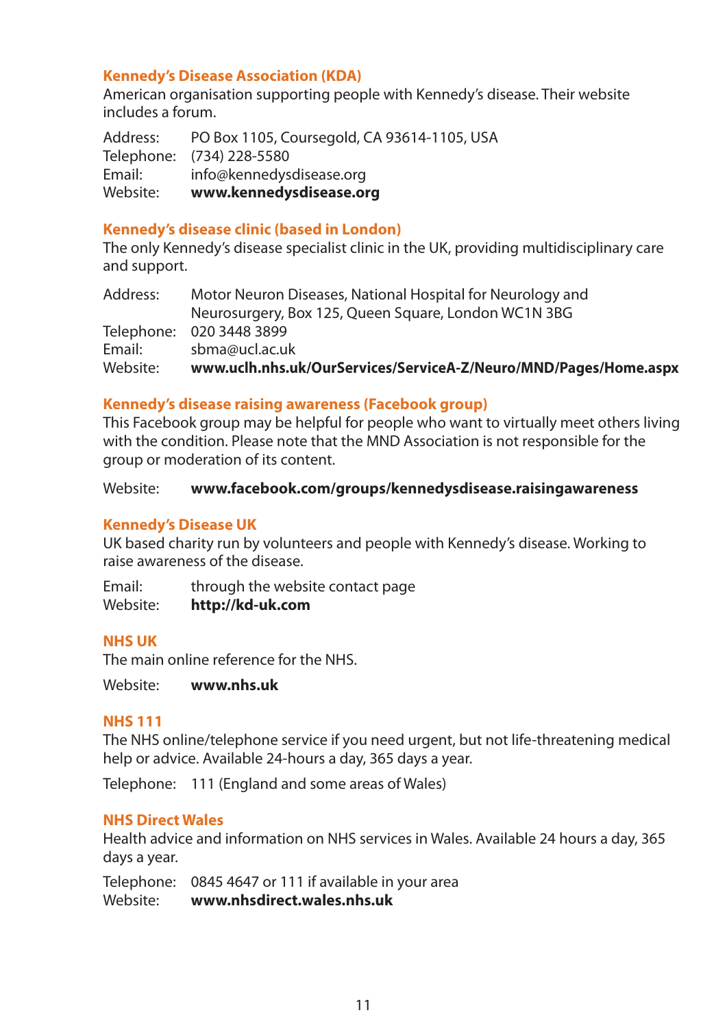### Kennedy's Disease Association (KDA)

American organisation supporting people with Kennedy's disease. Their website includes a forum.

Address: PO Box 1105, Coursegold, CA 93614-1105, USA
Telephone: (734) 228-5580
Email: info@kennedysdisease.org
Website: **www.kennedysdisease.org**

### Kennedy's disease clinic (based in London)

The only Kennedy's disease specialist clinic in the UK, providing multidisciplinary care and support.

Address: Motor Neuron Diseases, National Hospital for Neurology and Neurosurgery, Box 125, Queen Square, London WC1N 3BG
Telephone: 020 3448 3899
Email: sbma@ucl.ac.uk
Website: **www.uclh.nhs.uk/OurServices/ServiceA-Z/Neuro/MND/Pages/Home.aspx**

### Kennedy's disease raising awareness (Facebook group)

This Facebook group may be helpful for people who want to virtually meet others living with the condition. Please note that the MND Association is not responsible for the group or moderation of its content.

Website: **www.facebook.com/groups/kennedysdisease.raisingawareness**

### Kennedy's Disease UK

UK based charity run by volunteers and people with Kennedy's disease. Working to raise awareness of the disease.

Email: through the website contact page
Website: **http://kd-uk.com**

### NHS UK

The main online reference for the NHS.

Website: **www.nhs.uk**

### NHS 111

The NHS online/telephone service if you need urgent, but not life-threatening medical help or advice. Available 24-hours a day, 365 days a year.

Telephone: 111 (England and some areas of Wales)

### NHS Direct Wales

Health advice and information on NHS services in Wales. Available 24 hours a day, 365 days a year.

Telephone: 0845 4647 or 111 if available in your area
Website: **www.nhsdirect.wales.nhs.uk**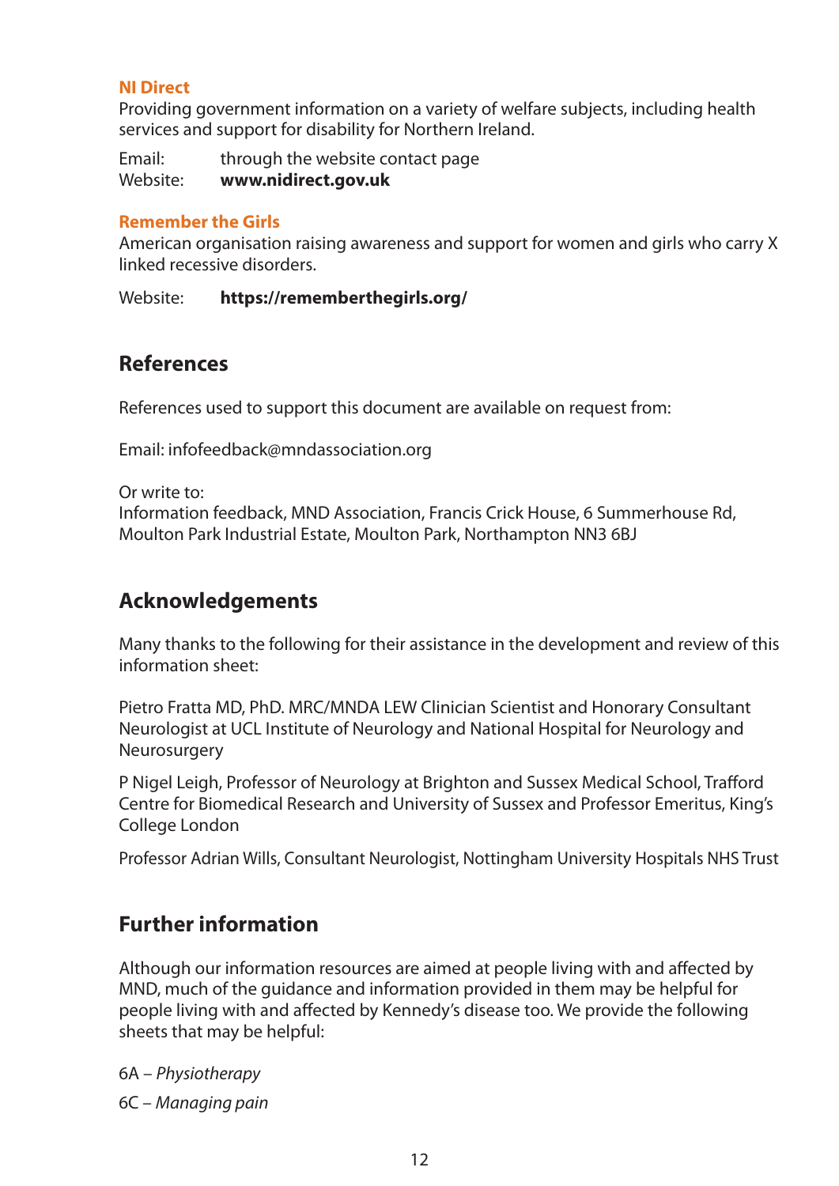**NI Direct**

Providing government information on a variety of welfare subjects, including health services and support for disability for Northern Ireland.

Email: through the website contact page
Website: **www.nidirect.gov.uk**

**Remember the Girls**

American organisation raising awareness and support for women and girls who carry X linked recessive disorders.

Website: **https://rememberthegirls.org/**

## References

References used to support this document are available on request from:

Email: infofeedback@mndassociation.org

Or write to:
Information feedback, MND Association, Francis Crick House, 6 Summerhouse Rd, Moulton Park Industrial Estate, Moulton Park, Northampton NN3 6BJ

## Acknowledgements

Many thanks to the following for their assistance in the development and review of this information sheet:

Pietro Fratta MD, PhD. MRC/MNDA LEW Clinician Scientist and Honorary Consultant Neurologist at UCL Institute of Neurology and National Hospital for Neurology and Neurosurgery

P Nigel Leigh, Professor of Neurology at Brighton and Sussex Medical School, Trafford Centre for Biomedical Research and University of Sussex and Professor Emeritus, King's College London

Professor Adrian Wills, Consultant Neurologist, Nottingham University Hospitals NHS Trust

## Further information

Although our information resources are aimed at people living with and affected by MND, much of the guidance and information provided in them may be helpful for people living with and affected by Kennedy's disease too. We provide the following sheets that may be helpful:

6A – *Physiotherapy*

6C – *Managing pain*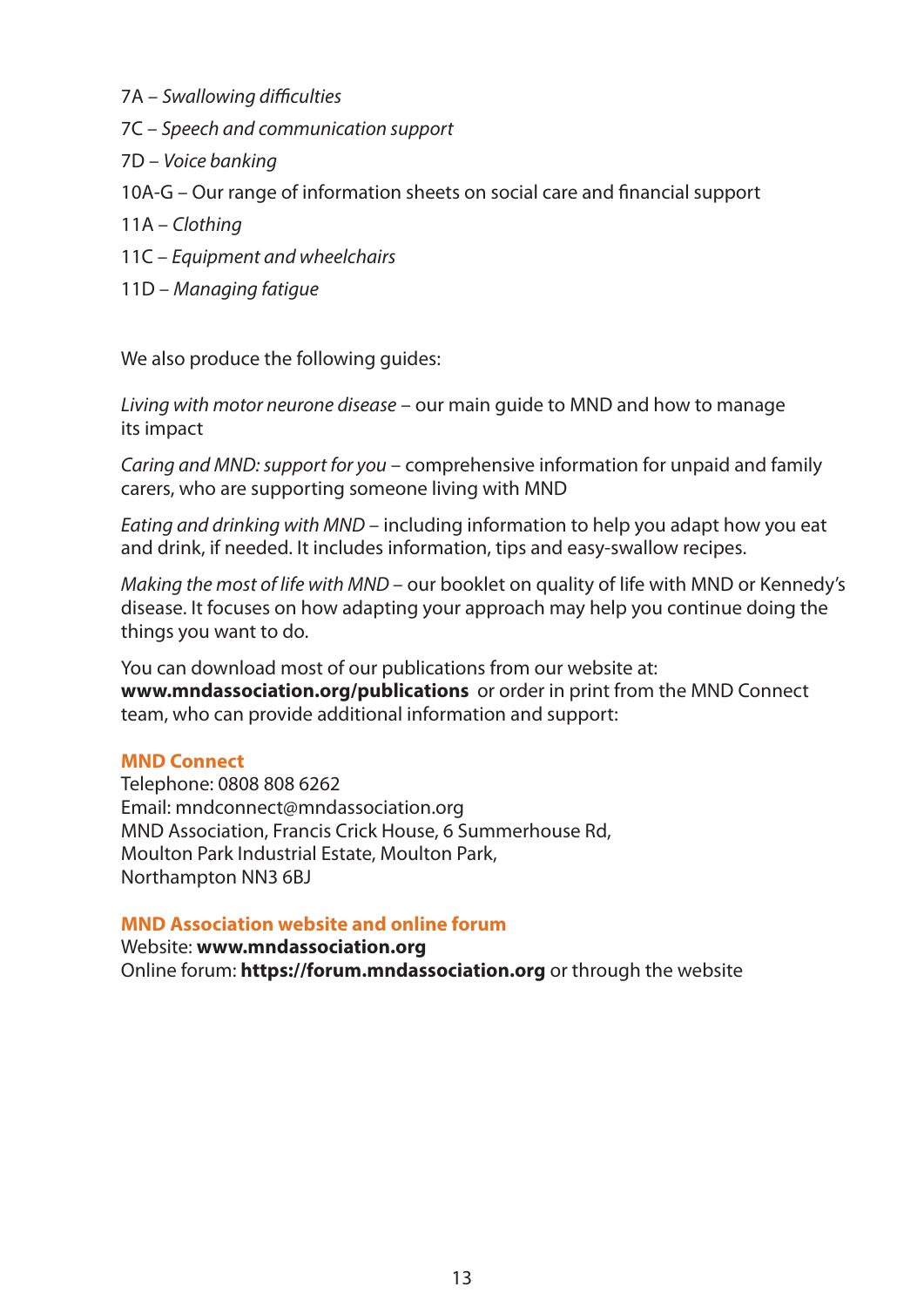7A – *Swallowing difficulties*

7C – *Speech and communication support*

7D – *Voice banking*

10A-G – Our range of information sheets on social care and financial support

11A – *Clothing*

11C – *Equipment and wheelchairs*

11D – *Managing fatigue*

We also produce the following guides:

*Living with motor neurone disease* – our main guide to MND and how to manage its impact

*Caring and MND: support for you* – comprehensive information for unpaid and family carers, who are supporting someone living with MND

*Eating and drinking with MND* – including information to help you adapt how you eat and drink, if needed. It includes information, tips and easy-swallow recipes.

*Making the most of life with MND* – our booklet on quality of life with MND or Kennedy's disease. It focuses on how adapting your approach may help you continue doing the things you want to do.

You can download most of our publications from our website at: **www.mndassociation.org/publications** or order in print from the MND Connect team, who can provide additional information and support:

**MND Connect**
Telephone: 0808 808 6262
Email: mndconnect@mndassociation.org
MND Association, Francis Crick House, 6 Summerhouse Rd,
Moulton Park Industrial Estate, Moulton Park,
Northampton NN3 6BJ

**MND Association website and online forum**
Website: **www.mndassociation.org**
Online forum: **https://forum.mndassociation.org** or through the website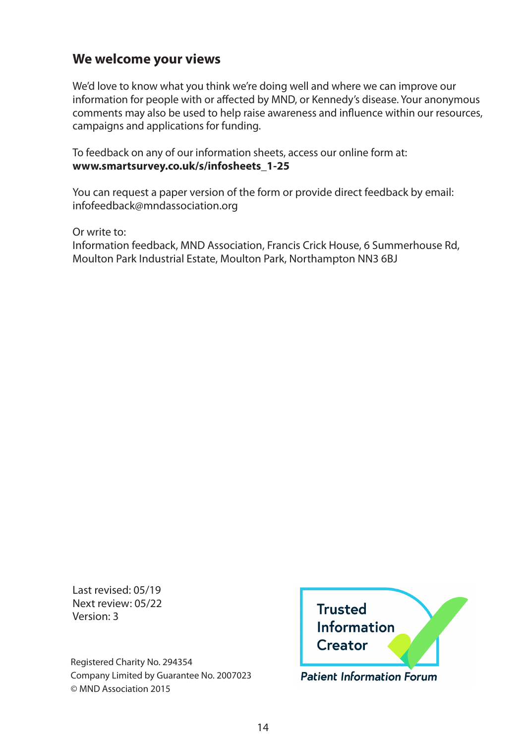## We welcome your views

We'd love to know what you think we're doing well and where we can improve our information for people with or affected by MND, or Kennedy's disease. Your anonymous comments may also be used to help raise awareness and influence within our resources, campaigns and applications for funding.

To feedback on any of our information sheets, access our online form at:
**www.smartsurvey.co.uk/s/infosheets_1-25**

You can request a paper version of the form or provide direct feedback by email:
infofeedback@mndassociation.org

Or write to:
Information feedback, MND Association, Francis Crick House, 6 Summerhouse Rd, Moulton Park Industrial Estate, Moulton Park, Northampton NN3 6BJ

Last revised: 05/19
Next review: 05/22
Version: 3

Registered Charity No. 294354
Company Limited by Guarantee No. 2007023
© MND Association 2015

Trusted Information Creator
*Patient Information Forum*